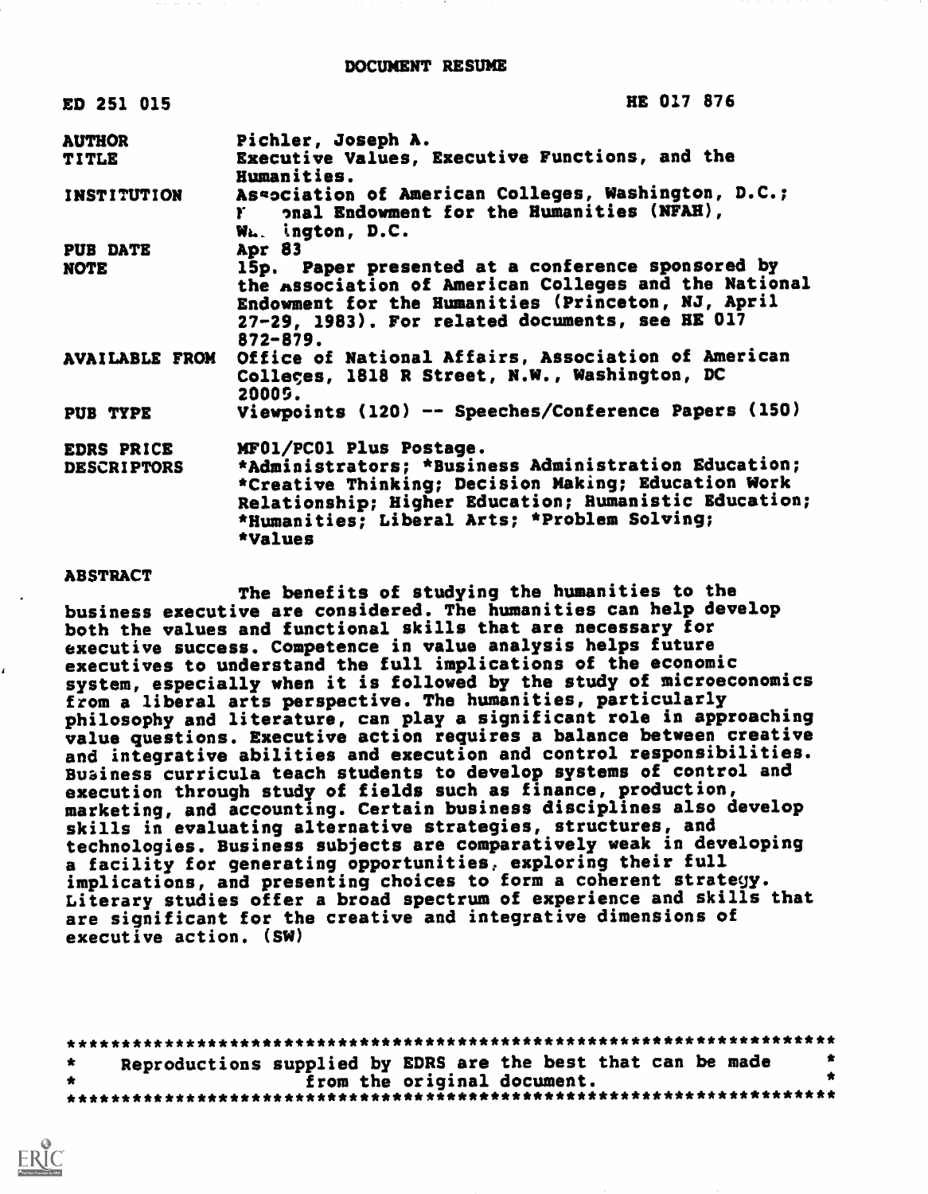# DOCUMENT RESUME

| | |
|---|---|
| ED 251 015 | HE 017 876 |
| AUTHOR | Pichler, Joseph A. |
| TITLE | Executive Values, Executive Functions, and the Humanities. |
| INSTITUTION | Association of American Colleges, Washington, D.C.; National Endowment for the Humanities (NFAH), Washington, D.C. |
| PUB DATE | Apr 83 |
| NOTE | 15p. Paper presented at a conference sponsored by the Association of American Colleges and the National Endowment for the Humanities (Princeton, NJ, April 27-29, 1983). For related documents, see HE 017 872-879. |
| AVAILABLE FROM | Office of National Affairs, Association of American Colleges, 1818 R Street, N.W., Washington, DC 20009. |
| PUB TYPE | Viewpoints (120) -- Speeches/Conference Papers (150) |
| EDRS PRICE | MF01/PC01 Plus Postage. |
| DESCRIPTORS | *Administrators; *Business Administration Education; *Creative Thinking; Decision Making; Education Work Relationship; Higher Education; Humanistic Education; *Humanities; Liberal Arts; *Problem Solving; *Values |

## ABSTRACT

The benefits of studying the humanities to the business executive are considered. The humanities can help develop both the values and functional skills that are necessary for executive success. Competence in value analysis helps future executives to understand the full implications of the economic system, especially when it is followed by the study of microeconomics from a liberal arts perspective. The humanities, particularly philosophy and literature, can play a significant role in approaching value questions. Executive action requires a balance between creative and integrative abilities and execution and control responsibilities. Business curricula teach students to develop systems of control and execution through study of fields such as finance, production, marketing, and accounting. Certain business disciplines also develop skills in evaluating alternative strategies, structures, and technologies. Business subjects are comparatively weak in developing a facility for generating opportunities, exploring their full implications, and presenting choices to form a coherent strategy. Literary studies offer a broad spectrum of experience and skills that are significant for the creative and integrative dimensions of executive action. (SW)

***********************************************************************
* Reproductions supplied by EDRS are the best that can be made *
* from the original document. *
***********************************************************************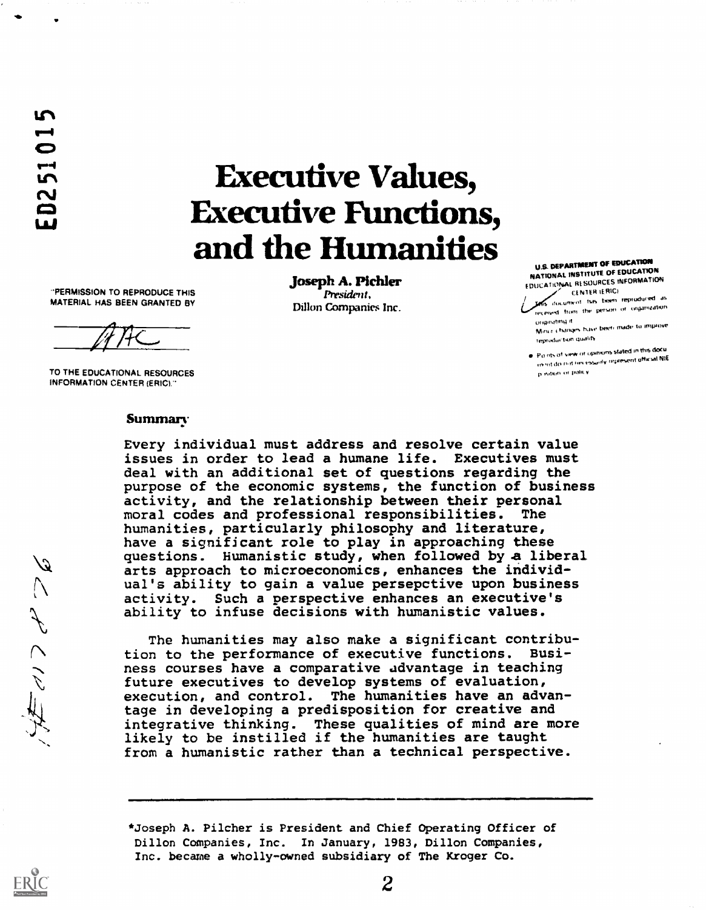ED251015

# Executive Values, Executive Functions, and the Humanities

"PERMISSION TO REPRODUCE THIS MATERIAL HAS BEEN GRANTED BY

TO THE EDUCATIONAL RESOURCES INFORMATION CENTER (ERIC)."

**Joseph A. Pichler**
*President,*
Dillon Companies Inc.

U.S. DEPARTMENT OF EDUCATION
NATIONAL INSTITUTE OF EDUCATION
EDUCATIONAL RESOURCES INFORMATION CENTER (ERIC)

This document has been reproduced as received from the person or organization originating it.
Minor changes have been made to improve reproduction quality.

Points of view or opinions stated in this document do not necessarily represent official NIE position or policy.

## Summary

Every individual must address and resolve certain value issues in order to lead a humane life. Executives must deal with an additional set of questions regarding the purpose of the economic systems, the function of business activity, and the relationship between their personal moral codes and professional responsibilities. The humanities, particularly philosophy and literature, have a significant role to play in approaching these questions. Humanistic study, when followed by a liberal arts approach to microeconomics, enhances the individual's ability to gain a value persepctive upon business activity. Such a perspective enhances an executive's ability to infuse decisions with humanistic values.

The humanities may also make a significant contribution to the performance of executive functions. Business courses have a comparative advantage in teaching future executives to develop systems of evaluation, execution, and control. The humanities have an advantage in developing a predisposition for creative and integrative thinking. These qualities of mind are more likely to be instilled if the humanities are taught from a humanistic rather than a technical perspective.

---

*Joseph A. Pilcher is President and Chief Operating Officer of Dillon Companies, Inc. In January, 1983, Dillon Companies, Inc. became a wholly-owned subsidiary of The Kroger Co.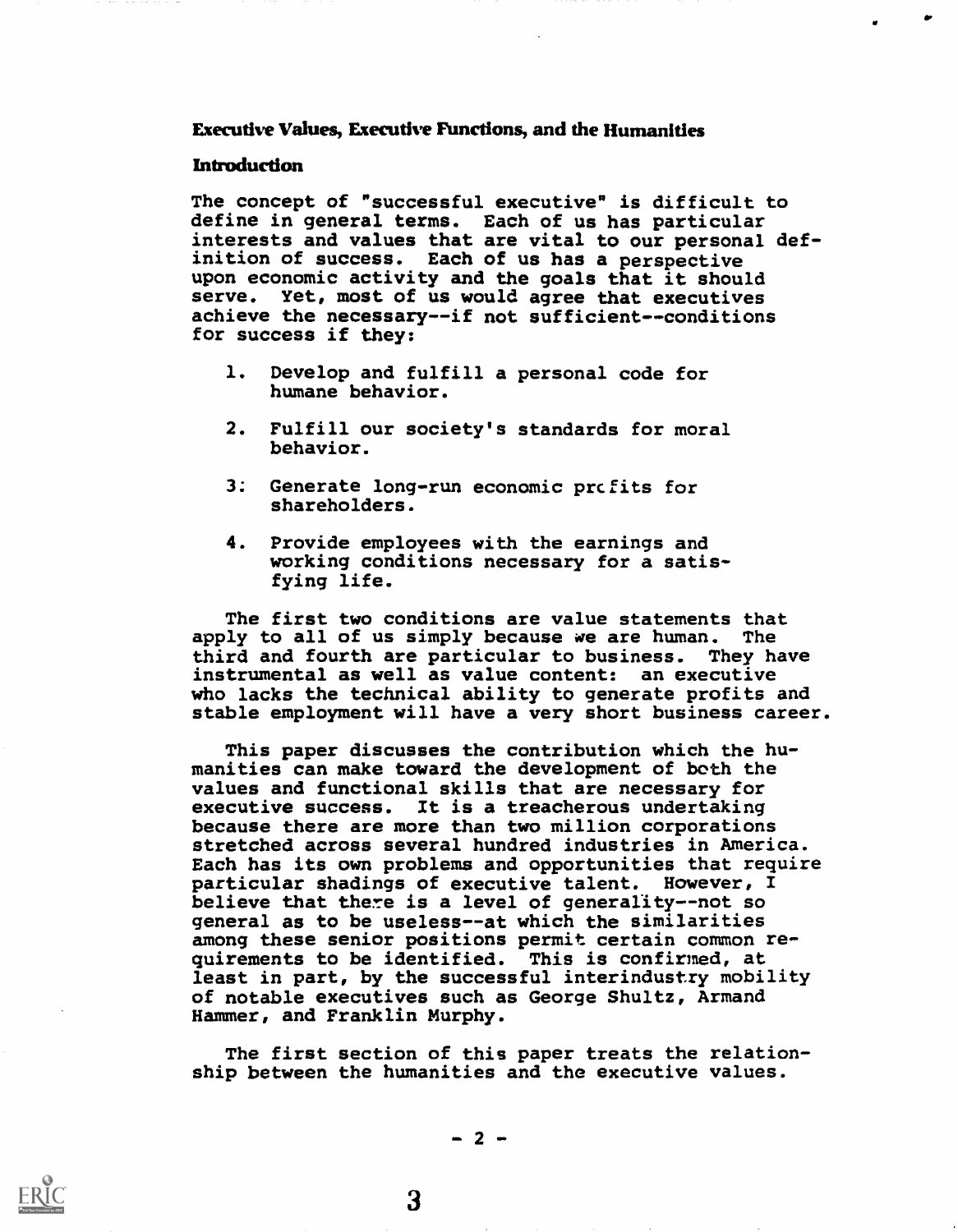## Executive Values, Executive Functions, and the Humanities

### Introduction

The concept of "successful executive" is difficult to define in general terms. Each of us has particular interests and values that are vital to our personal definition of success. Each of us has a perspective upon economic activity and the goals that it should serve. Yet, most of us would agree that executives achieve the necessary--if not sufficient--conditions for success if they:

1. Develop and fulfill a personal code for humane behavior.
2. Fulfill our society's standards for moral behavior.
3. Generate long-run economic profits for shareholders.
4. Provide employees with the earnings and working conditions necessary for a satisfying life.

The first two conditions are value statements that apply to all of us simply because we are human. The third and fourth are particular to business. They have instrumental as well as value content: an executive who lacks the technical ability to generate profits and stable employment will have a very short business career.

This paper discusses the contribution which the humanities can make toward the development of both the values and functional skills that are necessary for executive success. It is a treacherous undertaking because there are more than two million corporations stretched across several hundred industries in America. Each has its own problems and opportunities that require particular shadings of executive talent. However, I believe that there is a level of generality--not so general as to be useless--at which the similarities among these senior positions permit certain common requirements to be identified. This is confirmed, at least in part, by the successful interindustry mobility of notable executives such as George Shultz, Armand Hammer, and Franklin Murphy.

The first section of this paper treats the relationship between the humanities and the executive values.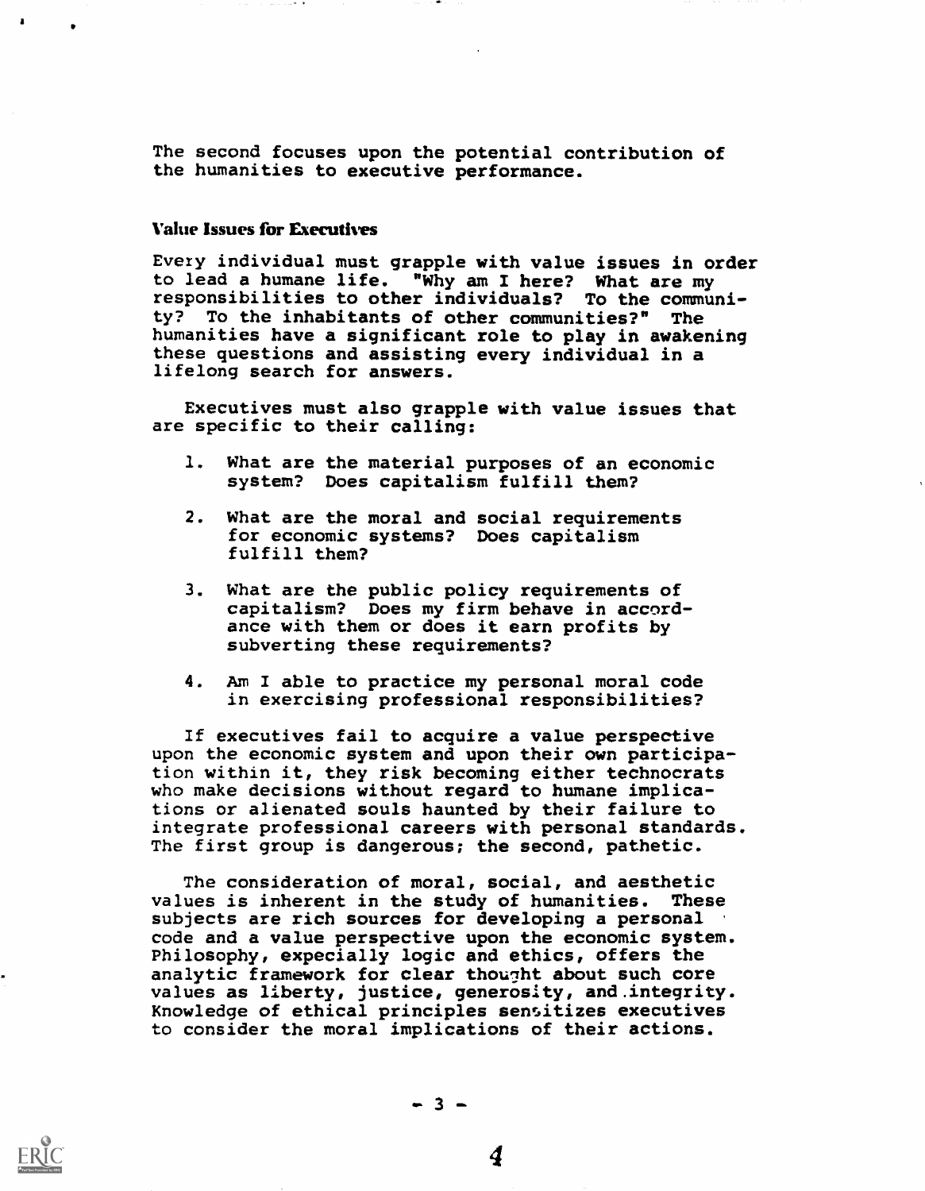The second focuses upon the potential contribution of the humanities to executive performance.

### Value Issues for Executives

Every individual must grapple with value issues in order to lead a humane life. "Why am I here? What are my responsibilities to other individuals? To the community? To the inhabitants of other communities?" The humanities have a significant role to play in awakening these questions and assisting every individual in a lifelong search for answers.

Executives must also grapple with value issues that are specific to their calling:

1. What are the material purposes of an economic system? Does capitalism fulfill them?
2. What are the moral and social requirements for economic systems? Does capitalism fulfill them?
3. What are the public policy requirements of capitalism? Does my firm behave in accordance with them or does it earn profits by subverting these requirements?
4. Am I able to practice my personal moral code in exercising professional responsibilities?

If executives fail to acquire a value perspective upon the economic system and upon their own participation within it, they risk becoming either technocrats who make decisions without regard to humane implications or alienated souls haunted by their failure to integrate professional careers with personal standards. The first group is dangerous; the second, pathetic.

The consideration of moral, social, and aesthetic values is inherent in the study of humanities. These subjects are rich sources for developing a personal code and a value perspective upon the economic system. Philosophy, expecially logic and ethics, offers the analytic framework for clear thought about such core values as liberty, justice, generosity, and integrity. Knowledge of ethical principles sensitizes executives to consider the moral implications of their actions.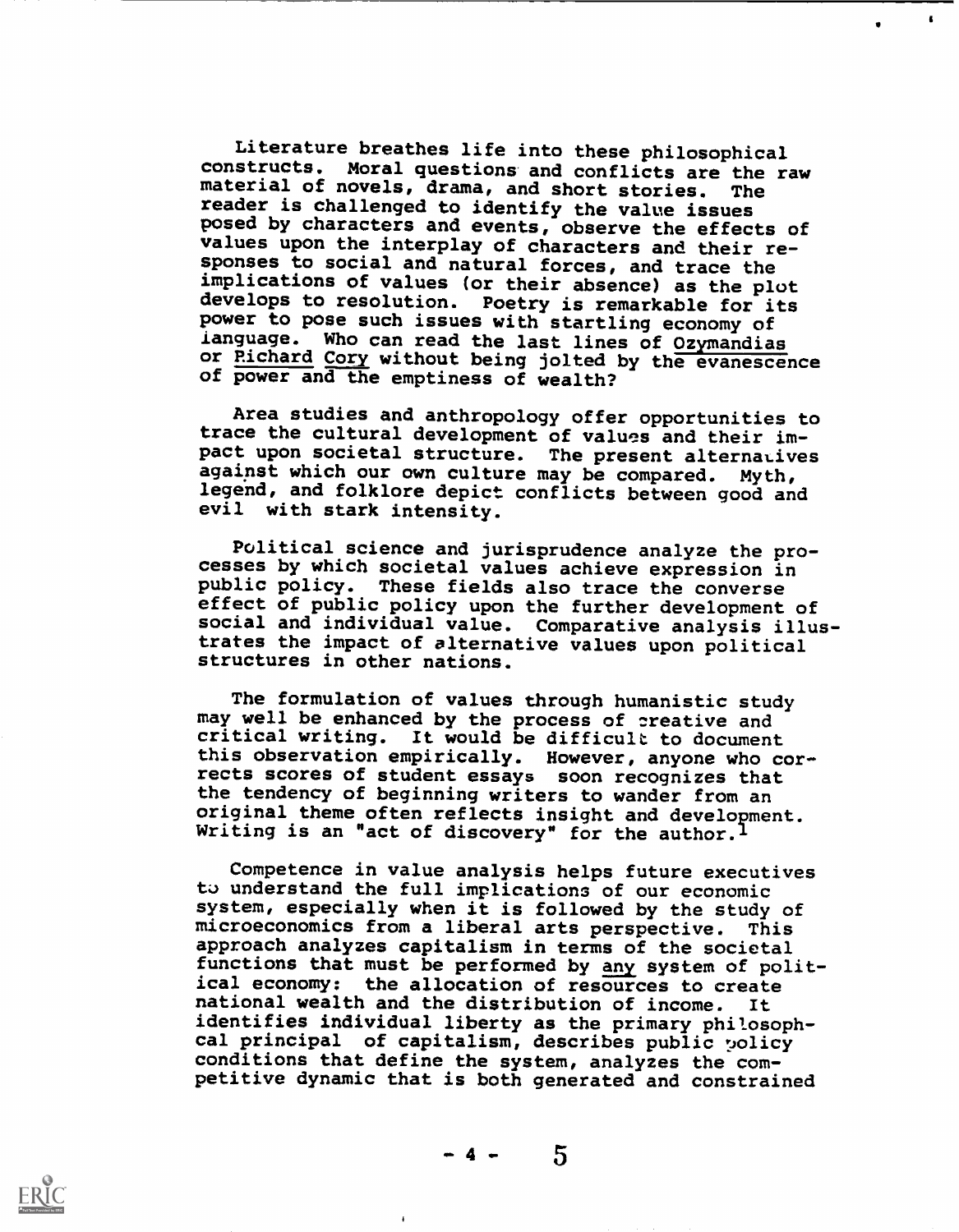Literature breathes life into these philosophical constructs. Moral questions and conflicts are the raw material of novels, drama, and short stories. The reader is challenged to identify the value issues posed by characters and events, observe the effects of values upon the interplay of characters and their responses to social and natural forces, and trace the implications of values (or their absence) as the plot develops to resolution. Poetry is remarkable for its power to pose such issues with startling economy of language. Who can read the last lines of _Ozymandias_ or _Richard Cory_ without being jolted by the evanescence of power and the emptiness of wealth?

Area studies and anthropology offer opportunities to trace the cultural development of values and their impact upon societal structure. The present alternatives against which our own culture may be compared. Myth, legend, and folklore depict conflicts between good and evil with stark intensity.

Political science and jurisprudence analyze the processes by which societal values achieve expression in public policy. These fields also trace the converse effect of public policy upon the further development of social and individual value. Comparative analysis illustrates the impact of alternative values upon political structures in other nations.

The formulation of values through humanistic study may well be enhanced by the process of creative and critical writing. It would be difficult to document this observation empirically. However, anyone who corrects scores of student essays soon recognizes that the tendency of beginning writers to wander from an original theme often reflects insight and development. Writing is an "act of discovery" for the author.[1]

Competence in value analysis helps future executives to understand the full implications of our economic system, especially when it is followed by the study of microeconomics from a liberal arts perspective. This approach analyzes capitalism in terms of the societal functions that must be performed by _any_ system of political economy: the allocation of resources to create national wealth and the distribution of income. It identifies individual liberty as the primary philosophcal principal of capitalism, describes public policy conditions that define the system, analyzes the competitive dynamic that is both generated and constrained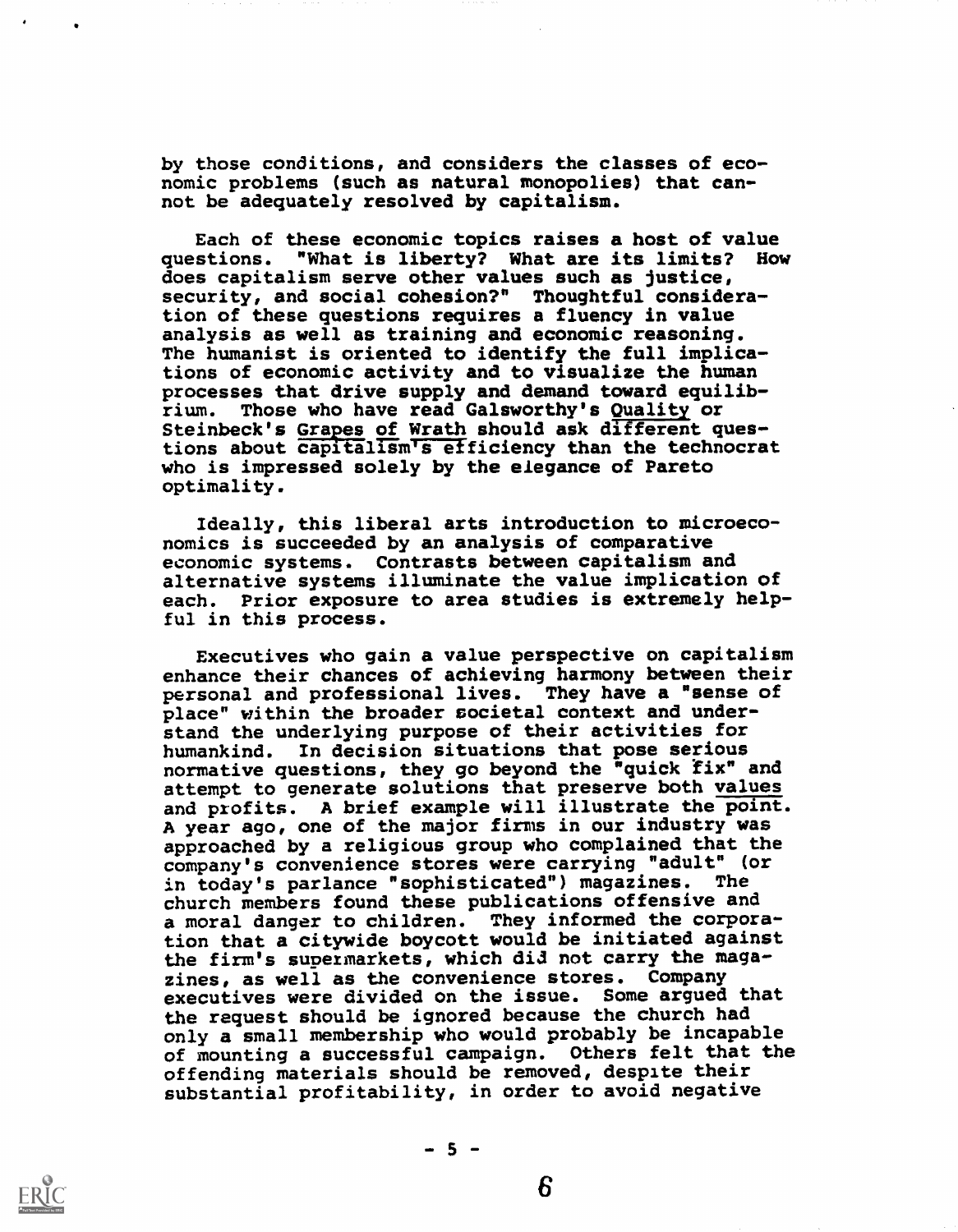by those conditions, and considers the classes of economic problems (such as natural monopolies) that cannot be adequately resolved by capitalism.

Each of these economic topics raises a host of value questions. "What is liberty? What are its limits? How does capitalism serve other values such as justice, security, and social cohesion?" Thoughtful consideration of these questions requires a fluency in value analysis as well as training and economic reasoning. The humanist is oriented to identify the full implications of economic activity and to visualize the human processes that drive supply and demand toward equilibrium. Those who have read Galsworthy's Quality or Steinbeck's Grapes of Wrath should ask different questions about capitalism's efficiency than the technocrat who is impressed solely by the elegance of Pareto optimality.

Ideally, this liberal arts introduction to microeconomics is succeeded by an analysis of comparative economic systems. Contrasts between capitalism and alternative systems illuminate the value implication of each. Prior exposure to area studies is extremely helpful in this process.

Executives who gain a value perspective on capitalism enhance their chances of achieving harmony between their personal and professional lives. They have a "sense of place" within the broader societal context and understand the underlying purpose of their activities for humankind. In decision situations that pose serious normative questions, they go beyond the "quick fix" and attempt to generate solutions that preserve both values and profits. A brief example will illustrate the point. A year ago, one of the major firms in our industry was approached by a religious group who complained that the company's convenience stores were carrying "adult" (or in today's parlance "sophisticated") magazines. The church members found these publications offensive and a moral danger to children. They informed the corporation that a citywide boycott would be initiated against the firm's supermarkets, which did not carry the magazines, as well as the convenience stores. Company executives were divided on the issue. Some argued that the request should be ignored because the church had only a small membership who would probably be incapable of mounting a successful campaign. Others felt that the offending materials should be removed, despite their substantial profitability, in order to avoid negative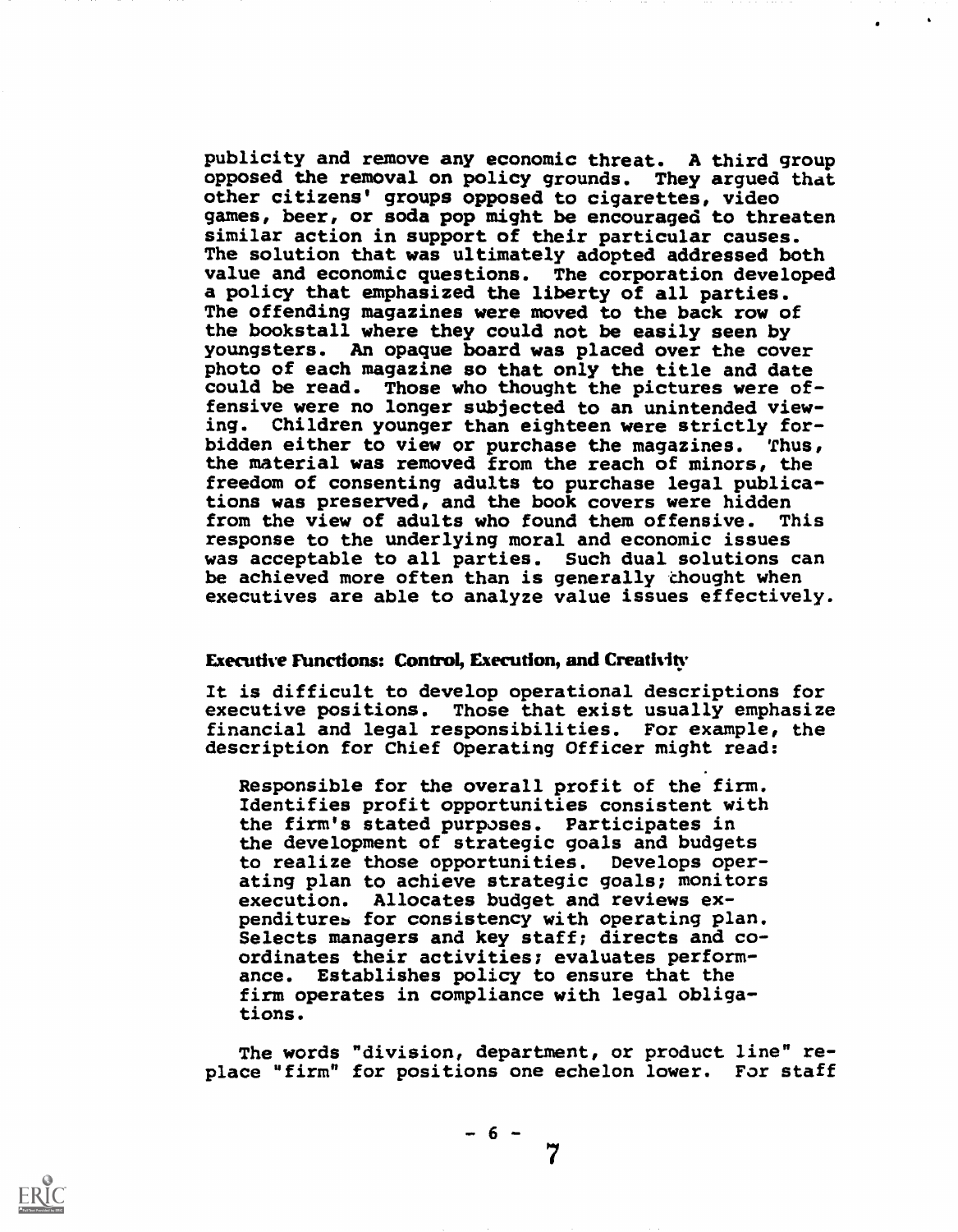publicity and remove any economic threat. A third group opposed the removal on policy grounds. They argued that other citizens' groups opposed to cigarettes, video games, beer, or soda pop might be encouraged to threaten similar action in support of their particular causes. The solution that was ultimately adopted addressed both value and economic questions. The corporation developed a policy that emphasized the liberty of all parties. The offending magazines were moved to the back row of the bookstall where they could not be easily seen by youngsters. An opaque board was placed over the cover photo of each magazine so that only the title and date could be read. Those who thought the pictures were offensive were no longer subjected to an unintended viewing. Children younger than eighteen were strictly forbidden either to view or purchase the magazines. Thus, the material was removed from the reach of minors, the freedom of consenting adults to purchase legal publications was preserved, and the book covers were hidden from the view of adults who found them offensive. This response to the underlying moral and economic issues was acceptable to all parties. Such dual solutions can be achieved more often than is generally thought when executives are able to analyze value issues effectively.

### Executive Functions: Control, Execution, and Creativity

It is difficult to develop operational descriptions for executive positions. Those that exist usually emphasize financial and legal responsibilities. For example, the description for Chief Operating Officer might read:

> Responsible for the overall profit of the firm. Identifies profit opportunities consistent with the firm's stated purposes. Participates in the development of strategic goals and budgets to realize those opportunities. Develops operating plan to achieve strategic goals; monitors execution. Allocates budget and reviews expenditures for consistency with operating plan. Selects managers and key staff; directs and coordinates their activities; evaluates performance. Establishes policy to ensure that the firm operates in compliance with legal obligations.

The words "division, department, or product line" replace "firm" for positions one echelon lower. For staff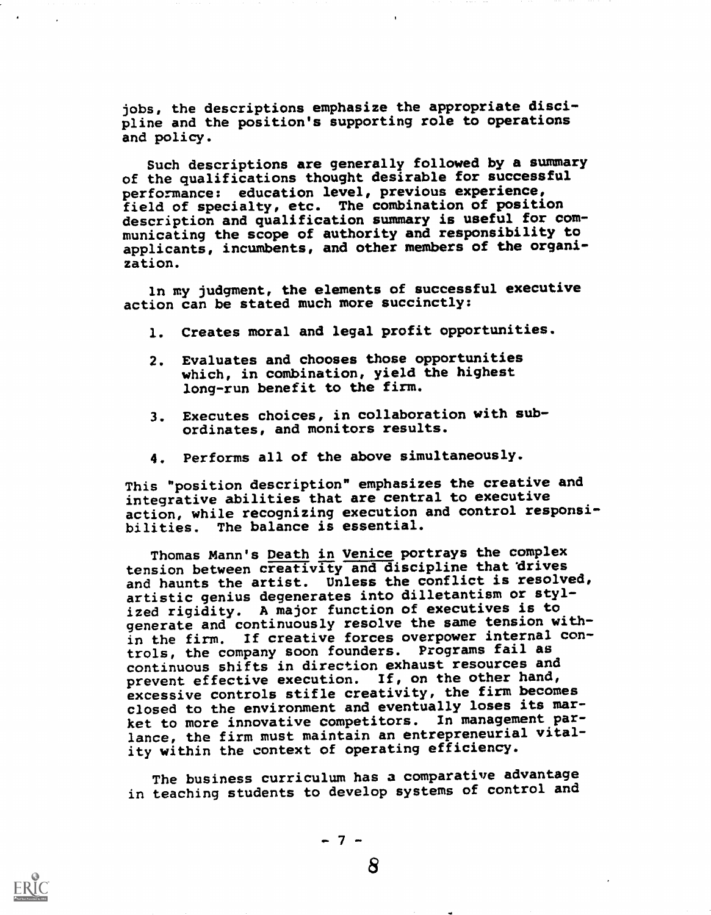jobs, the descriptions emphasize the appropriate discipline and the position's supporting role to operations and policy.

Such descriptions are generally followed by a summary of the qualifications thought desirable for successful performance: education level, previous experience, field of specialty, etc. The combination of position description and qualification summary is useful for communicating the scope of authority and responsibility to applicants, incumbents, and other members of the organization.

In my judgment, the elements of successful executive action can be stated much more succinctly:

1. Creates moral and legal profit opportunities.
2. Evaluates and chooses those opportunities which, in combination, yield the highest long-run benefit to the firm.
3. Executes choices, in collaboration with subordinates, and monitors results.
4. Performs all of the above simultaneously.

This "position description" emphasizes the creative and integrative abilities that are central to executive action, while recognizing execution and control responsibilities. The balance is essential.

Thomas Mann's Death in Venice portrays the complex tension between creativity and discipline that drives and haunts the artist. Unless the conflict is resolved, artistic genius degenerates into dilletantism or stylized rigidity. A major function of executives is to generate and continuously resolve the same tension within the firm. If creative forces overpower internal controls, the company soon founders. Programs fail as continuous shifts in direction exhaust resources and prevent effective execution. If, on the other hand, excessive controls stifle creativity, the firm becomes closed to the environment and eventually loses its market to more innovative competitors. In management parlance, the firm must maintain an entrepreneurial vitality within the context of operating efficiency.

The business curriculum has a comparative advantage in teaching students to develop systems of control and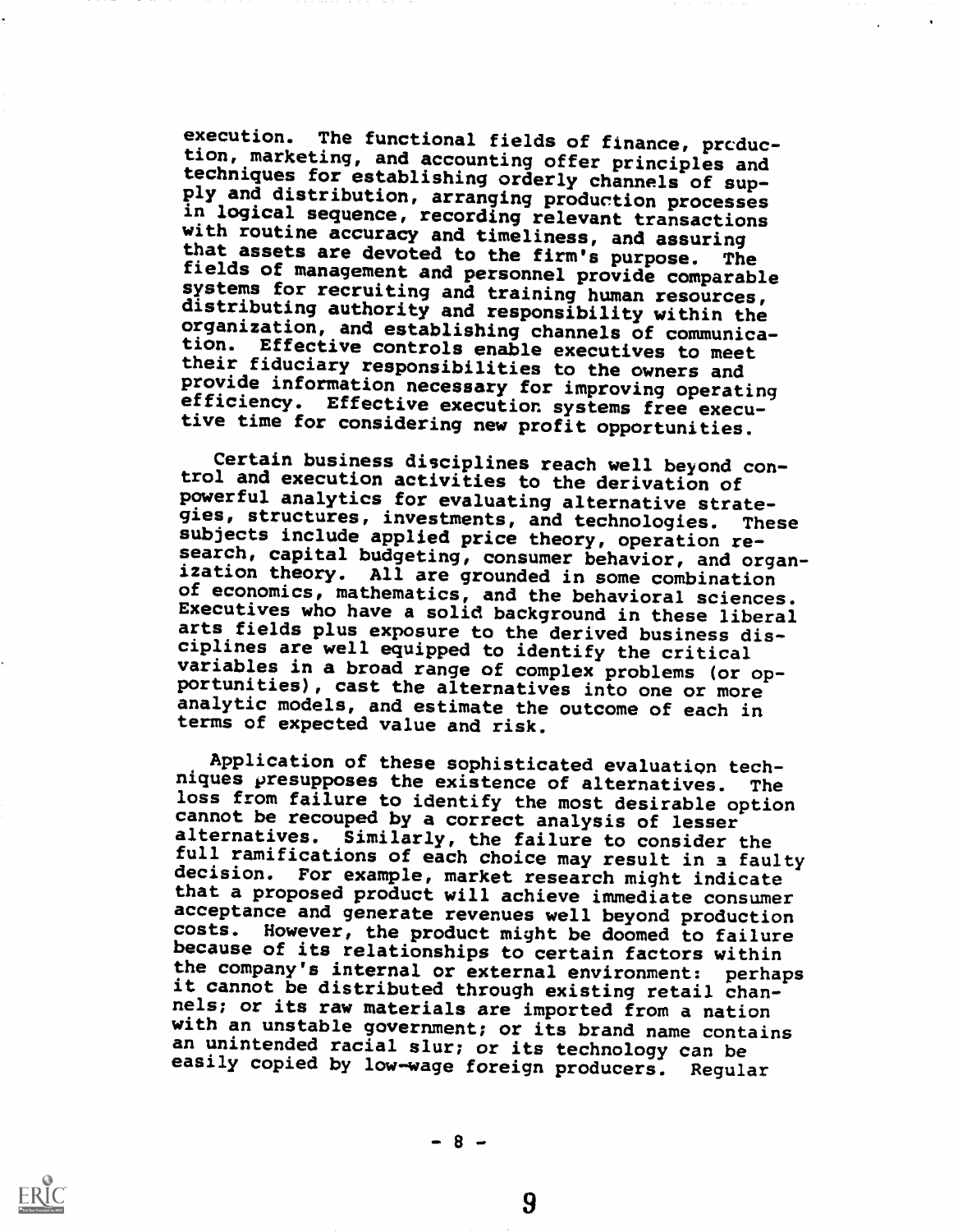execution. The functional fields of finance, production, marketing, and accounting offer principles and techniques for establishing orderly channels of supply and distribution, arranging production processes in logical sequence, recording relevant transactions with routine accuracy and timeliness, and assuring that assets are devoted to the firm's purpose. The fields of management and personnel provide comparable systems for recruiting and training human resources, distributing authority and responsibility within the organization, and establishing channels of communication. Effective controls enable executives to meet their fiduciary responsibilities to the owners and provide information necessary for improving operating efficiency. Effective execution systems free executive time for considering new profit opportunities.

Certain business disciplines reach well beyond control and execution activities to the derivation of powerful analytics for evaluating alternative strategies, structures, investments, and technologies. These subjects include applied price theory, operation research, capital budgeting, consumer behavior, and organization theory. All are grounded in some combination of economics, mathematics, and the behavioral sciences. Executives who have a solid background in these liberal arts fields plus exposure to the derived business disciplines are well equipped to identify the critical variables in a broad range of complex problems (or opportunities), cast the alternatives into one or more analytic models, and estimate the outcome of each in terms of expected value and risk.

Application of these sophisticated evaluation techniques presupposes the existence of alternatives. The loss from failure to identify the most desirable option cannot be recouped by a correct analysis of lesser alternatives. Similarly, the failure to consider the full ramifications of each choice may result in a faulty decision. For example, market research might indicate that a proposed product will achieve immediate consumer acceptance and generate revenues well beyond production costs. However, the product might be doomed to failure because of its relationships to certain factors within the company's internal or external environment: perhaps it cannot be distributed through existing retail channels; or its raw materials are imported from a nation with an unstable government; or its brand name contains an unintended racial slur; or its technology can be easily copied by low-wage foreign producers. Regular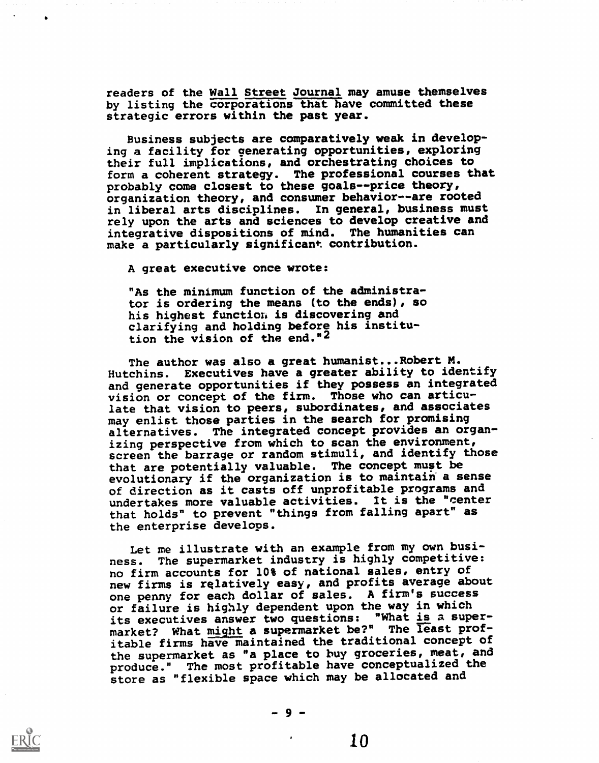readers of the Wall Street Journal may amuse themselves by listing the corporations that have committed these strategic errors within the past year.

Business subjects are comparatively weak in developing a facility for generating opportunities, exploring their full implications, and orchestrating choices to form a coherent strategy. The professional courses that probably come closest to these goals--price theory, organization theory, and consumer behavior--are rooted in liberal arts disciplines. In general, business must rely upon the arts and sciences to develop creative and integrative dispositions of mind. The humanities can make a particularly significant contribution.

A great executive once wrote:

> "As the minimum function of the administrator is ordering the means (to the ends), so his highest function is discovering and clarifying and holding before his institution the vision of the end."[2]

The author was also a great humanist...Robert M. Hutchins. Executives have a greater ability to identify and generate opportunities if they possess an integrated vision or concept of the firm. Those who can articulate that vision to peers, subordinates, and associates may enlist those parties in the search for promising alternatives. The integrated concept provides an organizing perspective from which to scan the environment, screen the barrage or random stimuli, and identify those that are potentially valuable. The concept must be evolutionary if the organization is to maintain a sense of direction as it casts off unprofitable programs and undertakes more valuable activities. It is the "center that holds" to prevent "things from falling apart" as the enterprise develops.

Let me illustrate with an example from my own business. The supermarket industry is highly competitive: no firm accounts for 10% of national sales, entry of new firms is relatively easy, and profits average about one penny for each dollar of sales. A firm's success or failure is highly dependent upon the way in which its executives answer two questions: "What is a supermarket? What might a supermarket be?" The least profitable firms have maintained the traditional concept of the supermarket as "a place to buy groceries, meat, and produce." The most profitable have conceptualized the store as "flexible space which may be allocated and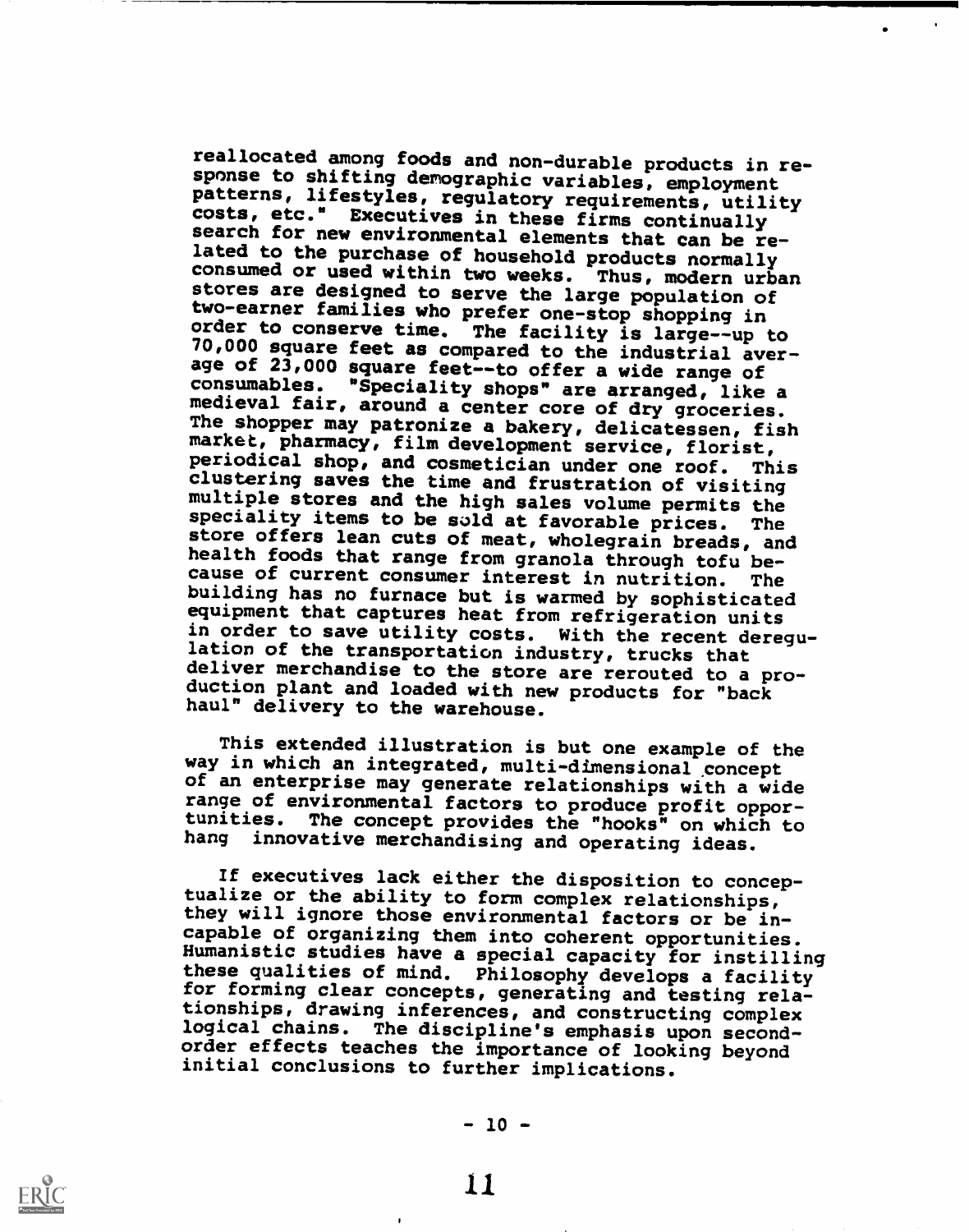reallocated among foods and non-durable products in response to shifting demographic variables, employment patterns, lifestyles, regulatory requirements, utility costs, etc." Executives in these firms continually search for new environmental elements that can be related to the purchase of household products normally consumed or used within two weeks. Thus, modern urban stores are designed to serve the large population of two-earner families who prefer one-stop shopping in order to conserve time. The facility is large--up to 70,000 square feet as compared to the industrial average of 23,000 square feet--to offer a wide range of consumables. "Speciality shops" are arranged, like a medieval fair, around a center core of dry groceries. The shopper may patronize a bakery, delicatessen, fish market, pharmacy, film development service, florist, periodical shop, and cosmetician under one roof. This clustering saves the time and frustration of visiting multiple stores and the high sales volume permits the speciality items to be sold at favorable prices. The store offers lean cuts of meat, wholegrain breads, and health foods that range from granola through tofu because of current consumer interest in nutrition. The building has no furnace but is warmed by sophisticated equipment that captures heat from refrigeration units in order to save utility costs. With the recent deregulation of the transportation industry, trucks that deliver merchandise to the store are rerouted to a production plant and loaded with new products for "back haul" delivery to the warehouse.

This extended illustration is but one example of the way in which an integrated, multi-dimensional concept of an enterprise may generate relationships with a wide range of environmental factors to produce profit opportunities. The concept provides the "hooks" on which to hang innovative merchandising and operating ideas.

If executives lack either the disposition to conceptualize or the ability to form complex relationships, they will ignore those environmental factors or be incapable of organizing them into coherent opportunities. Humanistic studies have a special capacity for instilling these qualities of mind. Philosophy develops a facility for forming clear concepts, generating and testing relationships, drawing inferences, and constructing complex logical chains. The discipline's emphasis upon second-order effects teaches the importance of looking beyond initial conclusions to further implications.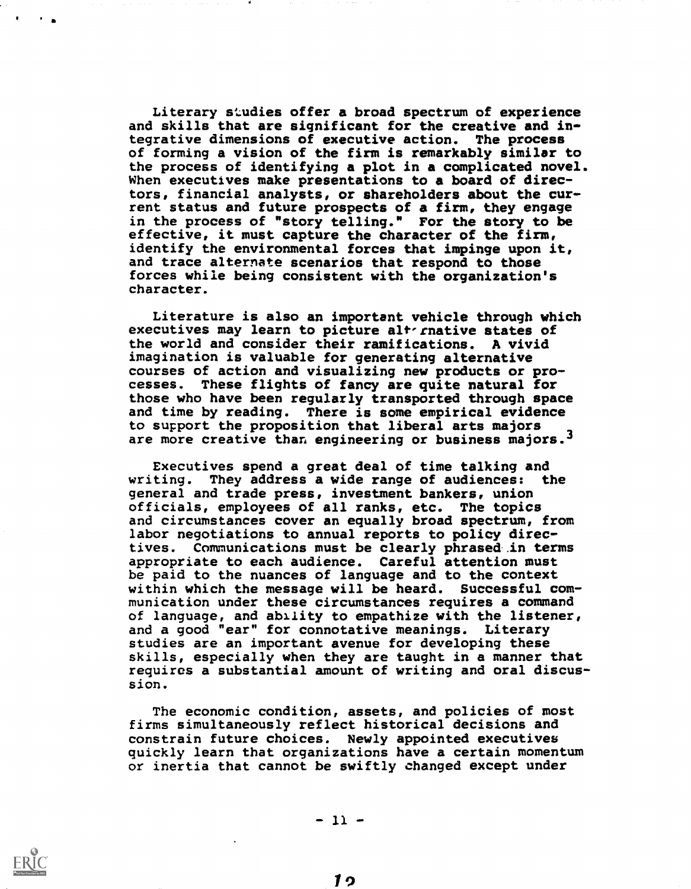Literary studies offer a broad spectrum of experience and skills that are significant for the creative and integrative dimensions of executive action. The process of forming a vision of the firm is remarkably similar to the process of identifying a plot in a complicated novel. When executives make presentations to a board of directors, financial analysts, or shareholders about the current status and future prospects of a firm, they engage in the process of "story telling." For the story to be effective, it must capture the character of the firm, identify the environmental forces that impinge upon it, and trace alternate scenarios that respond to those forces while being consistent with the organization's character.

Literature is also an important vehicle through which executives may learn to picture alternative states of the world and consider their ramifications. A vivid imagination is valuable for generating alternative courses of action and visualizing new products or processes. These flights of fancy are quite natural for those who have been regularly transported through space and time by reading. There is some empirical evidence to support the proposition that liberal arts majors are more creative than engineering or business majors.[3]

Executives spend a great deal of time talking and writing. They address a wide range of audiences: the general and trade press, investment bankers, union officials, employees of all ranks, etc. The topics and circumstances cover an equally broad spectrum, from labor negotiations to annual reports to policy directives. Communications must be clearly phrased in terms appropriate to each audience. Careful attention must be paid to the nuances of language and to the context within which the message will be heard. Successful communication under these circumstances requires a command of language, and ability to empathize with the listener, and a good "ear" for connotative meanings. Literary studies are an important avenue for developing these skills, especially when they are taught in a manner that requires a substantial amount of writing and oral discussion.

The economic condition, assets, and policies of most firms simultaneously reflect historical decisions and constrain future choices. Newly appointed executives quickly learn that organizations have a certain momentum or inertia that cannot be swiftly changed except under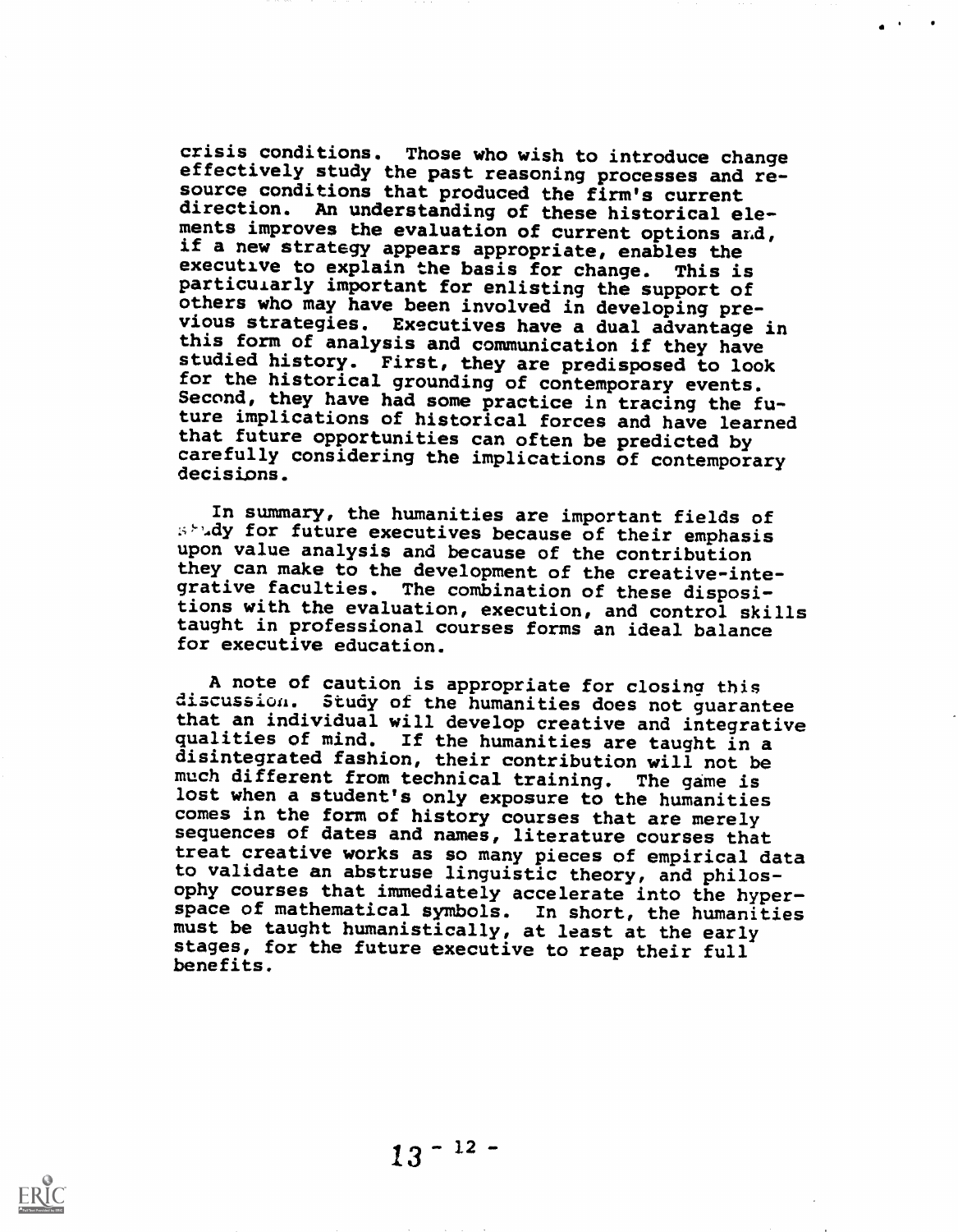crisis conditions. Those who wish to introduce change effectively study the past reasoning processes and resource conditions that produced the firm's current direction. An understanding of these historical elements improves the evaluation of current options and, if a new strategy appears appropriate, enables the executive to explain the basis for change. This is particularly important for enlisting the support of others who may have been involved in developing previous strategies. Executives have a dual advantage in this form of analysis and communication if they have studied history. First, they are predisposed to look for the historical grounding of contemporary events. Second, they have had some practice in tracing the future implications of historical forces and have learned that future opportunities can often be predicted by carefully considering the implications of contemporary decisions.

In summary, the humanities are important fields of study for future executives because of their emphasis upon value analysis and because of the contribution they can make to the development of the creative-integrative faculties. The combination of these dispositions with the evaluation, execution, and control skills taught in professional courses forms an ideal balance for executive education.

A note of caution is appropriate for closing this discussion. Study of the humanities does not guarantee that an individual will develop creative and integrative qualities of mind. If the humanities are taught in a disintegrated fashion, their contribution will not be much different from technical training. The game is lost when a student's only exposure to the humanities comes in the form of history courses that are merely sequences of dates and names, literature courses that treat creative works as so many pieces of empirical data to validate an abstruse linguistic theory, and philosophy courses that immediately accelerate into the hyperspace of mathematical symbols. In short, the humanities must be taught humanistically, at least at the early stages, for the future executive to reap their full benefits.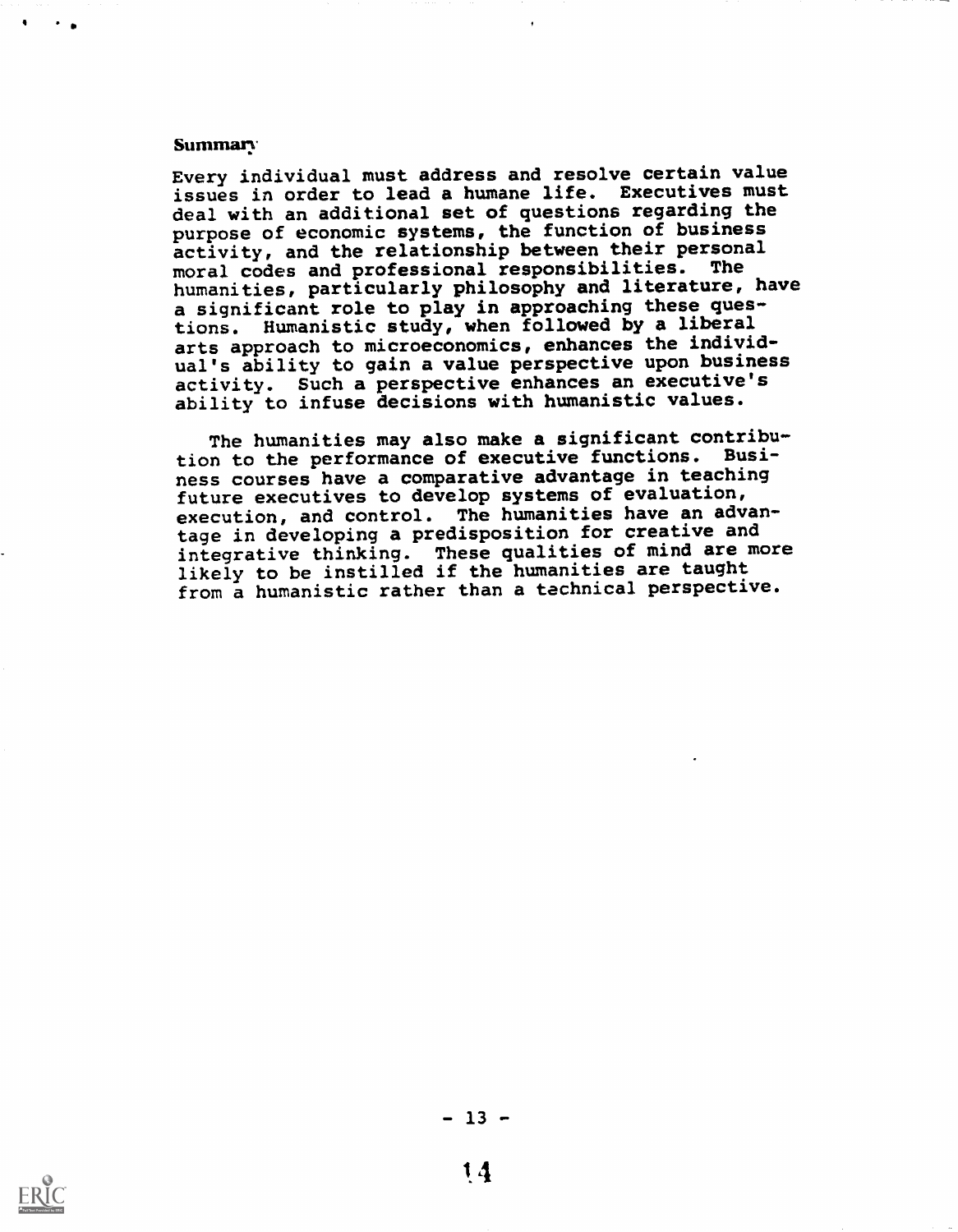## Summary

Every individual must address and resolve certain value issues in order to lead a humane life. Executives must deal with an additional set of questions regarding the purpose of economic systems, the function of business activity, and the relationship between their personal moral codes and professional responsibilities. The humanities, particularly philosophy and literature, have a significant role to play in approaching these questions. Humanistic study, when followed by a liberal arts approach to microeconomics, enhances the individual's ability to gain a value perspective upon business activity. Such a perspective enhances an executive's ability to infuse decisions with humanistic values.

The humanities may also make a significant contribution to the performance of executive functions. Business courses have a comparative advantage in teaching future executives to develop systems of evaluation, execution, and control. The humanities have an advantage in developing a predisposition for creative and integrative thinking. These qualities of mind are more likely to be instilled if the humanities are taught from a humanistic rather than a technical perspective.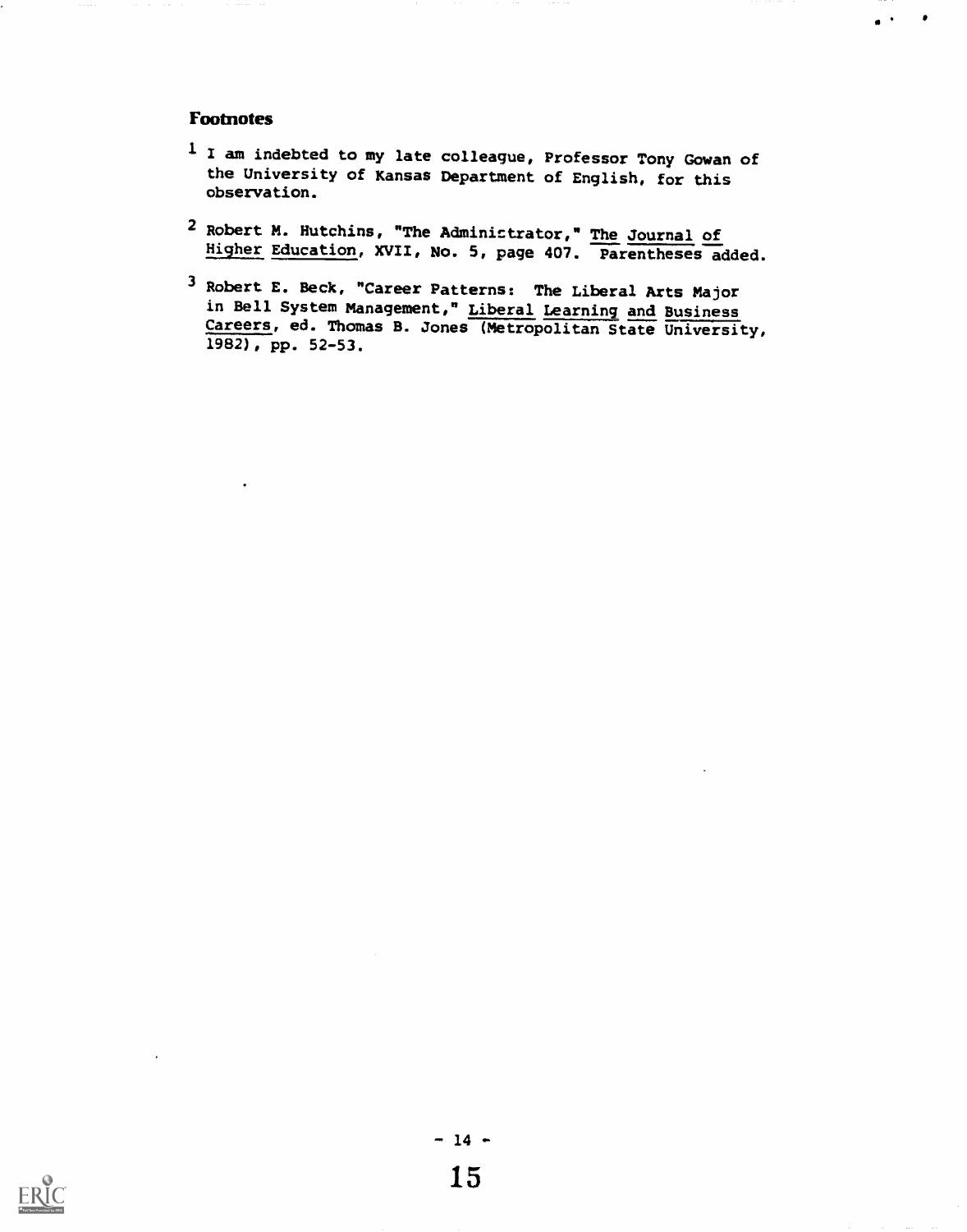**Footnotes**

1 I am indebted to my late colleague, Professor Tony Gowan of the University of Kansas Department of English, for this observation.

2 Robert M. Hutchins, "The Administrator," The Journal of Higher Education, XVII, No. 5, page 407. Parentheses added.

3 Robert E. Beck, "Career Patterns: The Liberal Arts Major in Bell System Management," Liberal Learning and Business Careers, ed. Thomas B. Jones (Metropolitan State University, 1982), pp. 52-53.